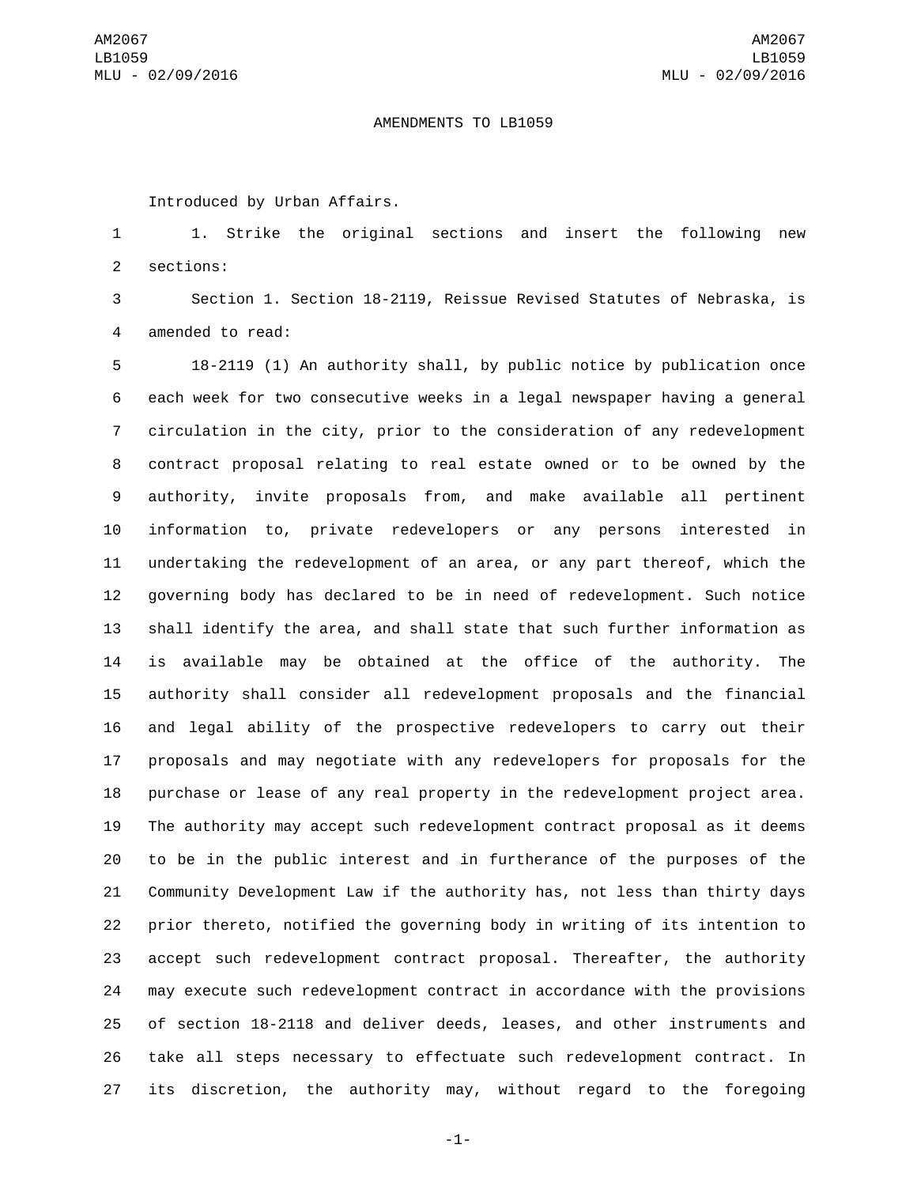# AMENDMENTS TO LB1059

Introduced by Urban Affairs.

1. Strike the original sections and insert the following new sections:

Section 1. Section 18-2119, Reissue Revised Statutes of Nebraska, is amended to read:

18-2119 (1) An authority shall, by public notice by publication once each week for two consecutive weeks in a legal newspaper having a general circulation in the city, prior to the consideration of any redevelopment contract proposal relating to real estate owned or to be owned by the authority, invite proposals from, and make available all pertinent information to, private redevelopers or any persons interested in undertaking the redevelopment of an area, or any part thereof, which the governing body has declared to be in need of redevelopment. Such notice shall identify the area, and shall state that such further information as is available may be obtained at the office of the authority. The authority shall consider all redevelopment proposals and the financial and legal ability of the prospective redevelopers to carry out their proposals and may negotiate with any redevelopers for proposals for the purchase or lease of any real property in the redevelopment project area. The authority may accept such redevelopment contract proposal as it deems to be in the public interest and in furtherance of the purposes of the Community Development Law if the authority has, not less than thirty days prior thereto, notified the governing body in writing of its intention to accept such redevelopment contract proposal. Thereafter, the authority may execute such redevelopment contract in accordance with the provisions of section 18-2118 and deliver deeds, leases, and other instruments and take all steps necessary to effectuate such redevelopment contract. In its discretion, the authority may, without regard to the foregoing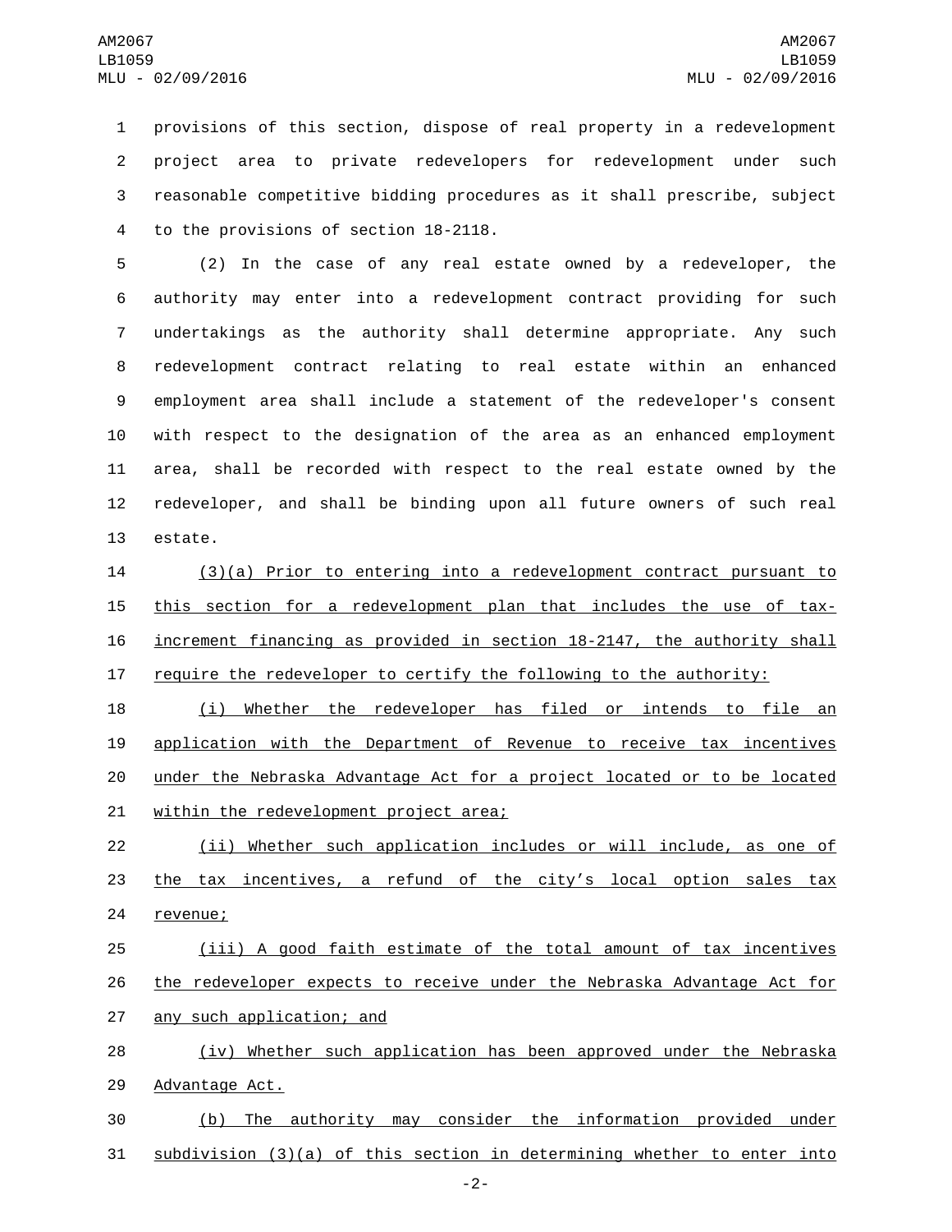provisions of this section, dispose of real property in a redevelopment project area to private redevelopers for redevelopment under such reasonable competitive bidding procedures as it shall prescribe, subject to the provisions of section 18-2118.

(2) In the case of any real estate owned by a redeveloper, the authority may enter into a redevelopment contract providing for such undertakings as the authority shall determine appropriate. Any such redevelopment contract relating to real estate within an enhanced employment area shall include a statement of the redeveloper's consent with respect to the designation of the area as an enhanced employment area, shall be recorded with respect to the real estate owned by the redeveloper, and shall be binding upon all future owners of such real estate.

(3)(a) Prior to entering into a redevelopment contract pursuant to this section for a redevelopment plan that includes the use of tax-increment financing as provided in section 18-2147, the authority shall require the redeveloper to certify the following to the authority:

(i) Whether the redeveloper has filed or intends to file an application with the Department of Revenue to receive tax incentives under the Nebraska Advantage Act for a project located or to be located within the redevelopment project area;

(ii) Whether such application includes or will include, as one of the tax incentives, a refund of the city’s local option sales tax revenue;

(iii) A good faith estimate of the total amount of tax incentives the redeveloper expects to receive under the Nebraska Advantage Act for any such application; and

(iv) Whether such application has been approved under the Nebraska Advantage Act.

(b) The authority may consider the information provided under subdivision (3)(a) of this section in determining whether to enter into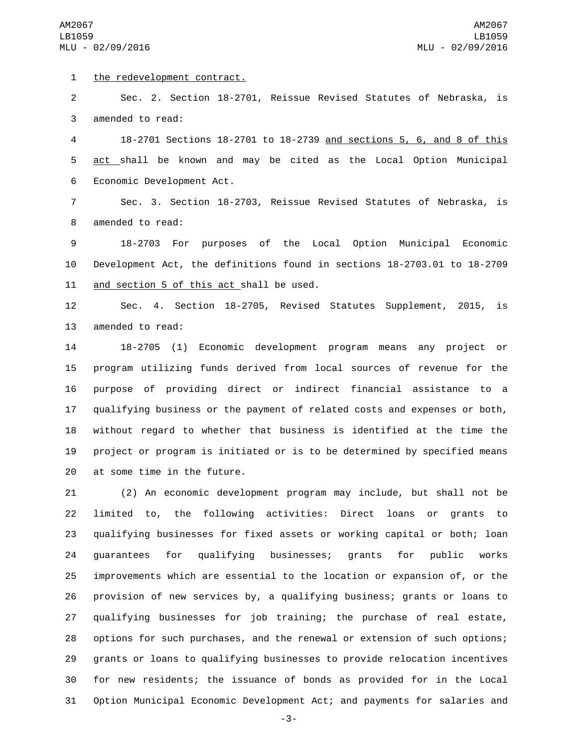the redevelopment contract.

Sec. 2. Section 18-2701, Reissue Revised Statutes of Nebraska, is amended to read:

18-2701 Sections 18-2701 to 18-2739 and sections 5, 6, and 8 of this act shall be known and may be cited as the Local Option Municipal Economic Development Act.

Sec. 3. Section 18-2703, Reissue Revised Statutes of Nebraska, is amended to read:

18-2703 For purposes of the Local Option Municipal Economic Development Act, the definitions found in sections 18-2703.01 to 18-2709 and section 5 of this act shall be used.

Sec. 4. Section 18-2705, Revised Statutes Supplement, 2015, is amended to read:

18-2705 (1) Economic development program means any project or program utilizing funds derived from local sources of revenue for the purpose of providing direct or indirect financial assistance to a qualifying business or the payment of related costs and expenses or both, without regard to whether that business is identified at the time the project or program is initiated or is to be determined by specified means at some time in the future.

(2) An economic development program may include, but shall not be limited to, the following activities: Direct loans or grants to qualifying businesses for fixed assets or working capital or both; loan guarantees for qualifying businesses; grants for public works improvements which are essential to the location or expansion of, or the provision of new services by, a qualifying business; grants or loans to qualifying businesses for job training; the purchase of real estate, options for such purchases, and the renewal or extension of such options; grants or loans to qualifying businesses to provide relocation incentives for new residents; the issuance of bonds as provided for in the Local Option Municipal Economic Development Act; and payments for salaries and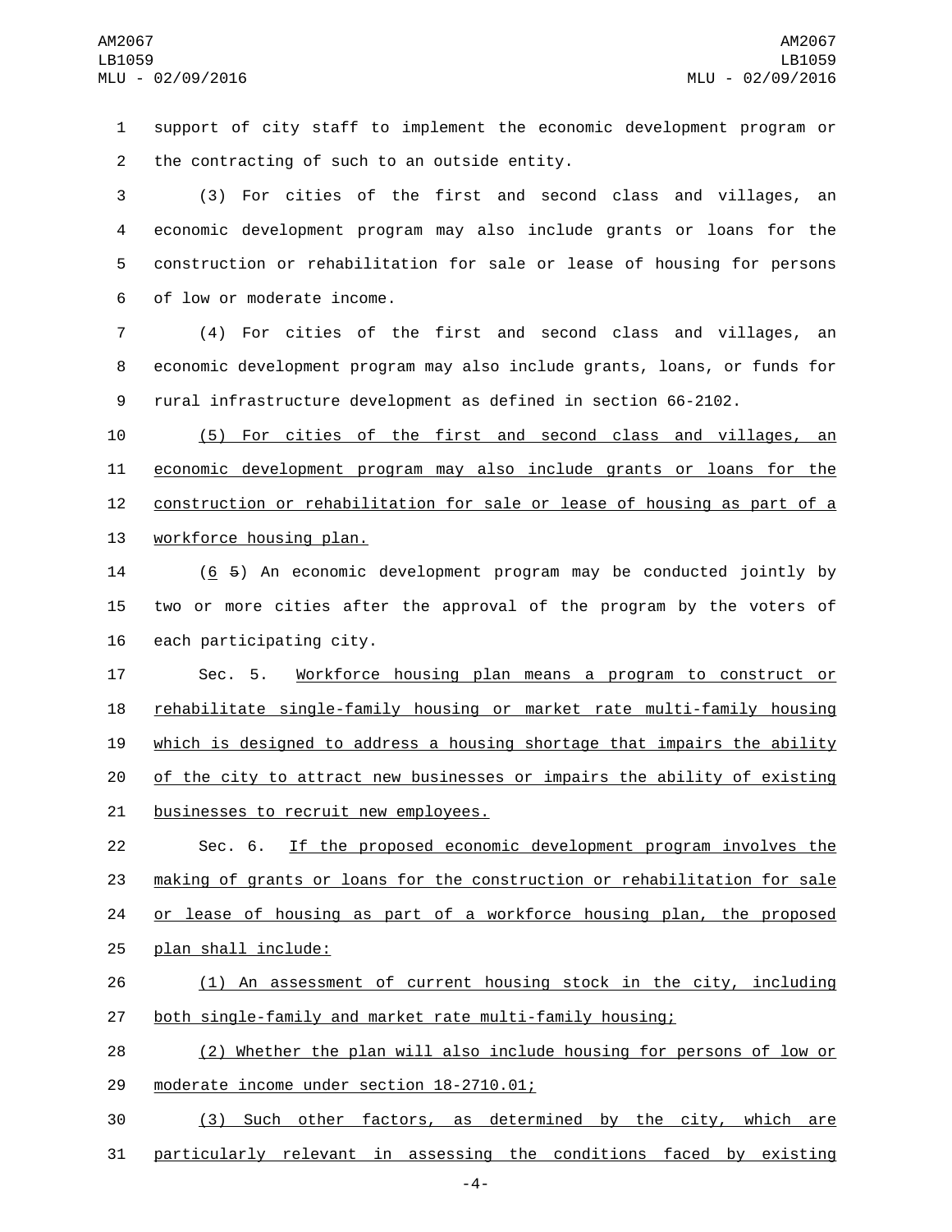support of city staff to implement the economic development program or the contracting of such to an outside entity.

(3) For cities of the first and second class and villages, an economic development program may also include grants or loans for the construction or rehabilitation for sale or lease of housing for persons of low or moderate income.

(4) For cities of the first and second class and villages, an economic development program may also include grants, loans, or funds for rural infrastructure development as defined in section 66-2102.

(5) For cities of the first and second class and villages, an economic development program may also include grants or loans for the construction or rehabilitation for sale or lease of housing as part of a workforce housing plan.

(6 ~~5~~) An economic development program may be conducted jointly by two or more cities after the approval of the program by the voters of each participating city.

Sec. 5. Workforce housing plan means a program to construct or rehabilitate single-family housing or market rate multi-family housing which is designed to address a housing shortage that impairs the ability of the city to attract new businesses or impairs the ability of existing businesses to recruit new employees.

Sec. 6. If the proposed economic development program involves the making of grants or loans for the construction or rehabilitation for sale or lease of housing as part of a workforce housing plan, the proposed plan shall include:

(1) An assessment of current housing stock in the city, including both single-family and market rate multi-family housing;

(2) Whether the plan will also include housing for persons of low or moderate income under section 18-2710.01;

(3) Such other factors, as determined by the city, which are particularly relevant in assessing the conditions faced by existing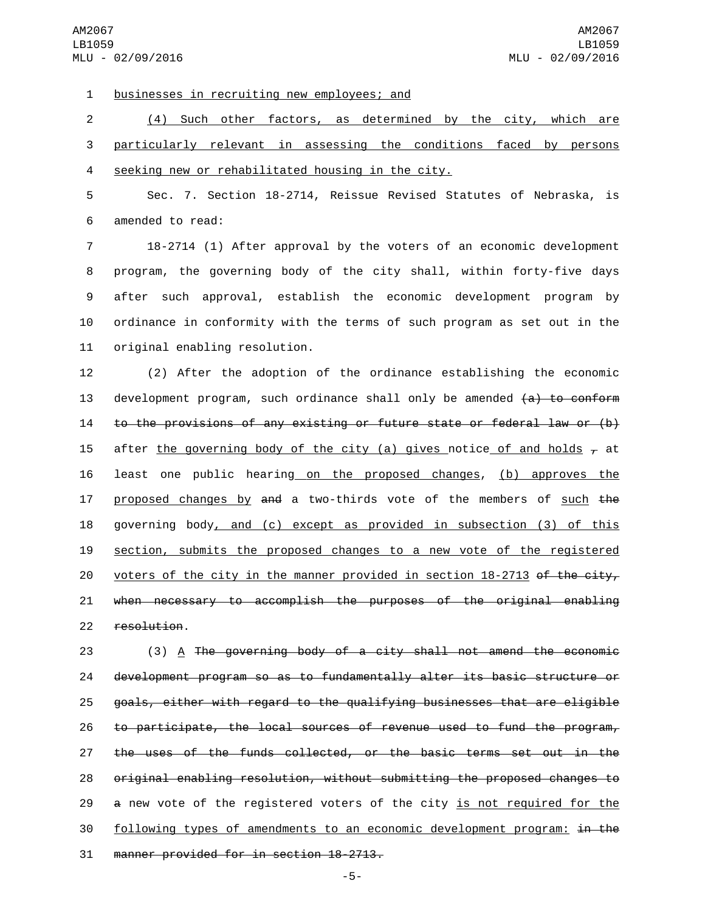businesses in recruiting new employees; and

(4) Such other factors, as determined by the city, which are particularly relevant in assessing the conditions faced by persons seeking new or rehabilitated housing in the city.

Sec. 7. Section 18-2714, Reissue Revised Statutes of Nebraska, is amended to read:

18-2714 (1) After approval by the voters of an economic development program, the governing body of the city shall, within forty-five days after such approval, establish the economic development program by ordinance in conformity with the terms of such program as set out in the original enabling resolution.

(2) After the adoption of the ordinance establishing the economic development program, such ordinance shall only be amended ~~(a) to conform to the provisions of any existing or future state or federal law or (b)~~ after the governing body of the city (a) gives notice of and holds ~~,~~ at least one public hearing on the proposed changes, (b) approves the proposed changes by ~~and~~ a two-thirds vote of the members of such ~~the~~ governing body, and (c) except as provided in subsection (3) of this section, submits the proposed changes to a new vote of the registered voters of the city in the manner provided in section 18-2713 ~~of the city, when necessary to accomplish the purposes of the original enabling resolution~~.

(3) A ~~The governing body of a city shall not amend the economic development program so as to fundamentally alter its basic structure or goals, either with regard to the qualifying businesses that are eligible to participate, the local sources of revenue used to fund the program, the uses of the funds collected, or the basic terms set out in the original enabling resolution, without submitting the proposed changes to a~~ new vote of the registered voters of the city is not required for the following types of amendments to an economic development program: ~~in the manner provided for in section 18-2713.~~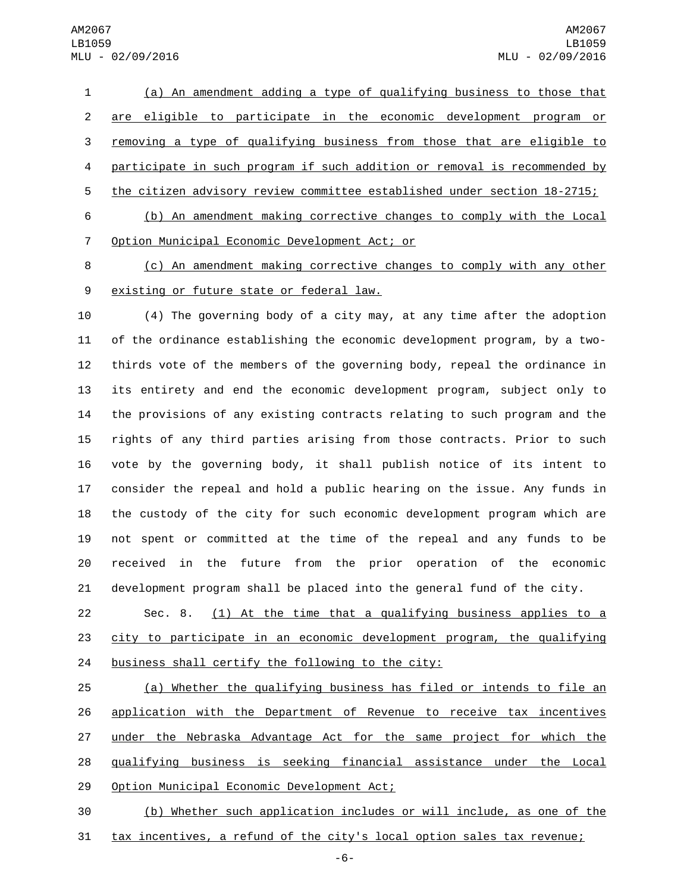(a) An amendment adding a type of qualifying business to those that are eligible to participate in the economic development program or removing a type of qualifying business from those that are eligible to participate in such program if such addition or removal is recommended by the citizen advisory review committee established under section 18-2715;

(b) An amendment making corrective changes to comply with the Local Option Municipal Economic Development Act; or

(c) An amendment making corrective changes to comply with any other existing or future state or federal law.

(4) The governing body of a city may, at any time after the adoption of the ordinance establishing the economic development program, by a two-thirds vote of the members of the governing body, repeal the ordinance in its entirety and end the economic development program, subject only to the provisions of any existing contracts relating to such program and the rights of any third parties arising from those contracts. Prior to such vote by the governing body, it shall publish notice of its intent to consider the repeal and hold a public hearing on the issue. Any funds in the custody of the city for such economic development program which are not spent or committed at the time of the repeal and any funds to be received in the future from the prior operation of the economic development program shall be placed into the general fund of the city.

Sec. 8. (1) At the time that a qualifying business applies to a city to participate in an economic development program, the qualifying business shall certify the following to the city:

(a) Whether the qualifying business has filed or intends to file an application with the Department of Revenue to receive tax incentives under the Nebraska Advantage Act for the same project for which the qualifying business is seeking financial assistance under the Local Option Municipal Economic Development Act;

(b) Whether such application includes or will include, as one of the tax incentives, a refund of the city's local option sales tax revenue;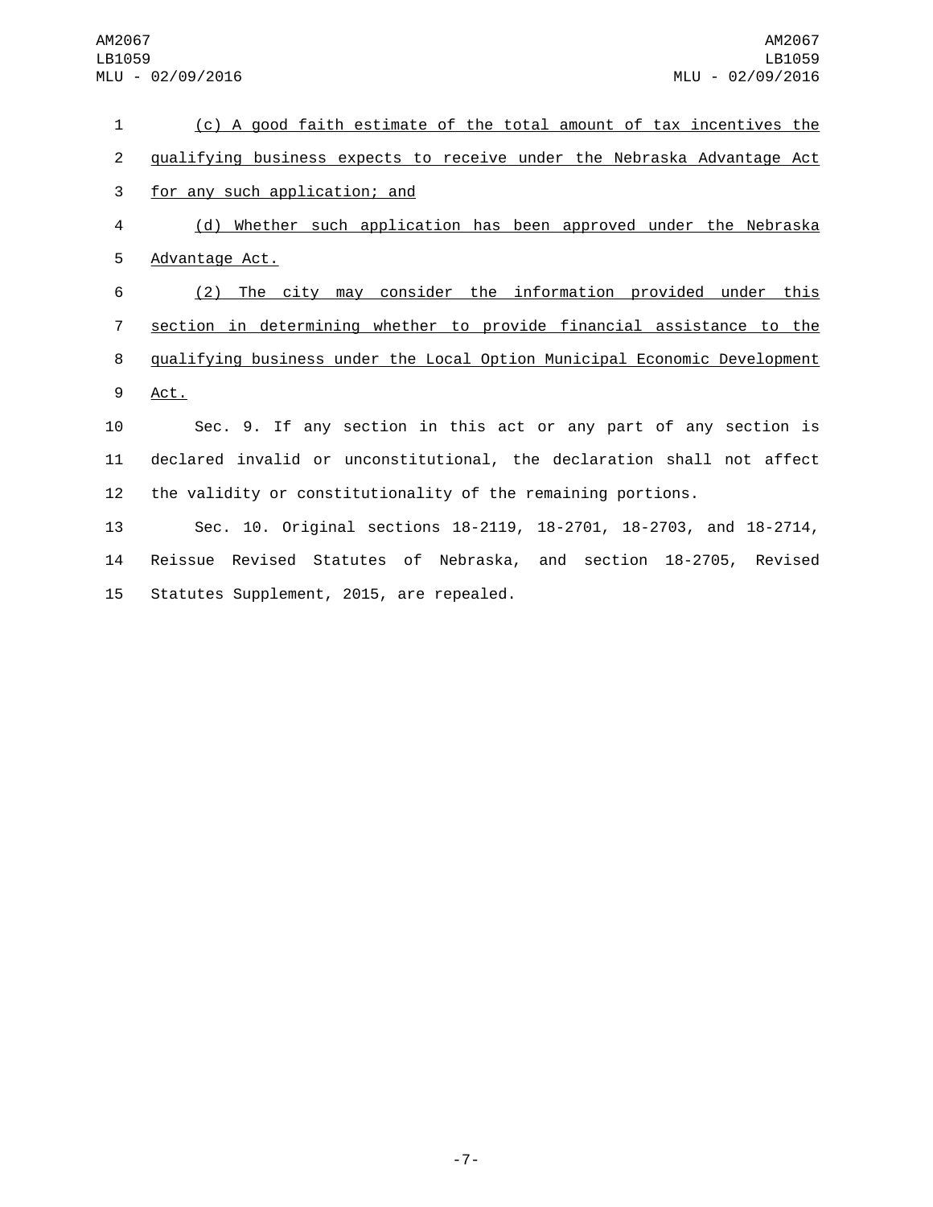(c) A good faith estimate of the total amount of tax incentives the qualifying business expects to receive under the Nebraska Advantage Act for any such application; and

(d) Whether such application has been approved under the Nebraska Advantage Act.

(2) The city may consider the information provided under this section in determining whether to provide financial assistance to the qualifying business under the Local Option Municipal Economic Development Act.

Sec. 9. If any section in this act or any part of any section is declared invalid or unconstitutional, the declaration shall not affect the validity or constitutionality of the remaining portions.

Sec. 10. Original sections 18-2119, 18-2701, 18-2703, and 18-2714, Reissue Revised Statutes of Nebraska, and section 18-2705, Revised Statutes Supplement, 2015, are repealed.